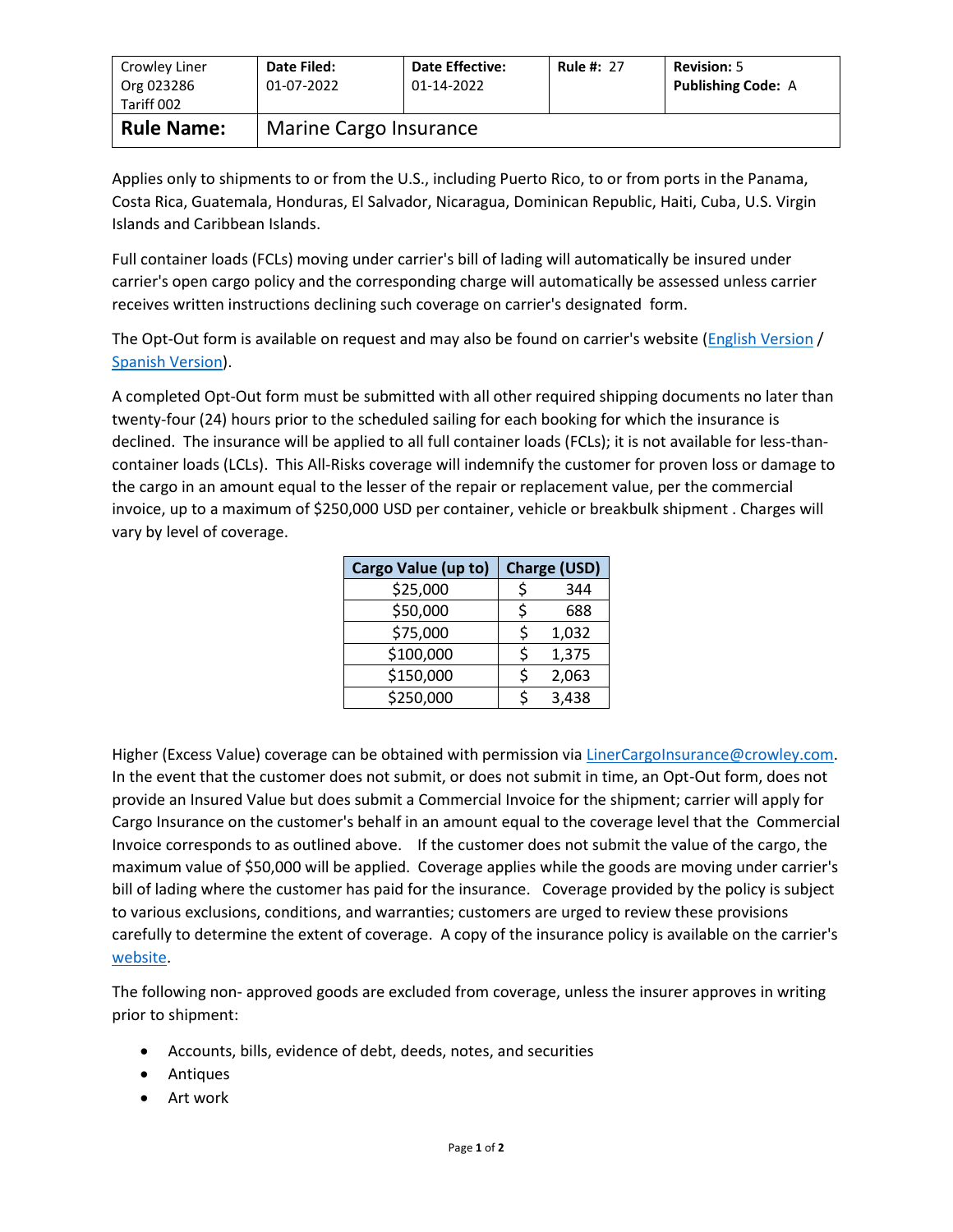| Crowley Liner Org 023286 Tariff 002 | Date Filed: 01-07-2022 | Date Effective: 01-14-2022 | Rule #: 27 | Revision: 5 Publishing Code: A |
|---|---|---|---|---|
| **Rule Name:** | Marine Cargo Insurance | | | |

Applies only to shipments to or from the U.S., including Puerto Rico, to or from ports in the Panama, Costa Rica, Guatemala, Honduras, El Salvador, Nicaragua, Dominican Republic, Haiti, Cuba, U.S. Virgin Islands and Caribbean Islands.

Full container loads (FCLs) moving under carrier's bill of lading will automatically be insured under carrier's open cargo policy and the corresponding charge will automatically be assessed unless carrier receives written instructions declining such coverage on carrier's designated form.

The Opt-Out form is available on request and may also be found on carrier's website (English Version / Spanish Version).

A completed Opt-Out form must be submitted with all other required shipping documents no later than twenty-four (24) hours prior to the scheduled sailing for each booking for which the insurance is declined. The insurance will be applied to all full container loads (FCLs); it is not available for less-than-container loads (LCLs). This All-Risks coverage will indemnify the customer for proven loss or damage to the cargo in an amount equal to the lesser of the repair or replacement value, per the commercial invoice, up to a maximum of $250,000 USD per container, vehicle or breakbulk shipment . Charges will vary by level of coverage.

| Cargo Value (up to) | Charge (USD) |
|---|---|
| $25,000 | $ 344 |
| $50,000 | $ 688 |
| $75,000 | $ 1,032 |
| $100,000 | $ 1,375 |
| $150,000 | $ 2,063 |
| $250,000 | $ 3,438 |

Higher (Excess Value) coverage can be obtained with permission via LinerCargoInsurance@crowley.com. In the event that the customer does not submit, or does not submit in time, an Opt-Out form, does not provide an Insured Value but does submit a Commercial Invoice for the shipment; carrier will apply for Cargo Insurance on the customer's behalf in an amount equal to the coverage level that the Commercial Invoice corresponds to as outlined above. If the customer does not submit the value of the cargo, the maximum value of $50,000 will be applied. Coverage applies while the goods are moving under carrier's bill of lading where the customer has paid for the insurance. Coverage provided by the policy is subject to various exclusions, conditions, and warranties; customers are urged to review these provisions carefully to determine the extent of coverage. A copy of the insurance policy is available on the carrier's website.

The following non- approved goods are excluded from coverage, unless the insurer approves in writing prior to shipment:

- Accounts, bills, evidence of debt, deeds, notes, and securities
- Antiques
- Art work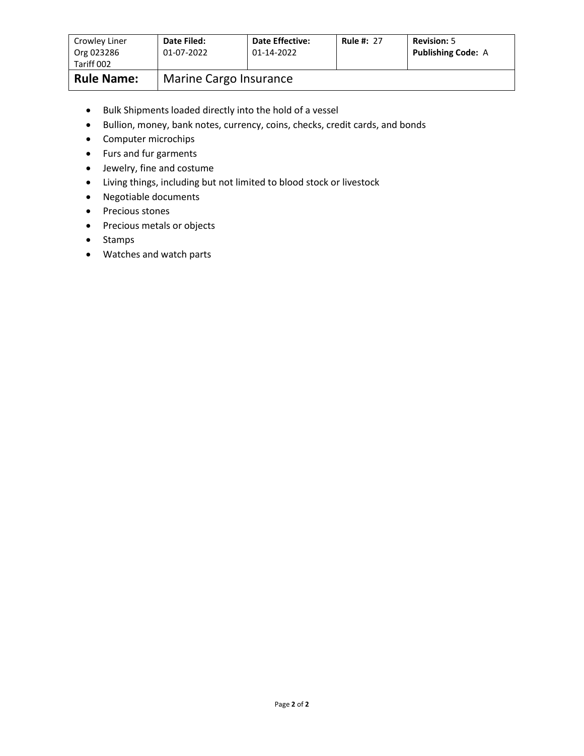- Bulk Shipments loaded directly into the hold of a vessel
- Bullion, money, bank notes, currency, coins, checks, credit cards, and bonds
- Computer microchips
- Furs and fur garments
- Jewelry, fine and costume
- Living things, including but not limited to blood stock or livestock
- Negotiable documents
- Precious stones
- Precious metals or objects
- Stamps
- Watches and watch parts